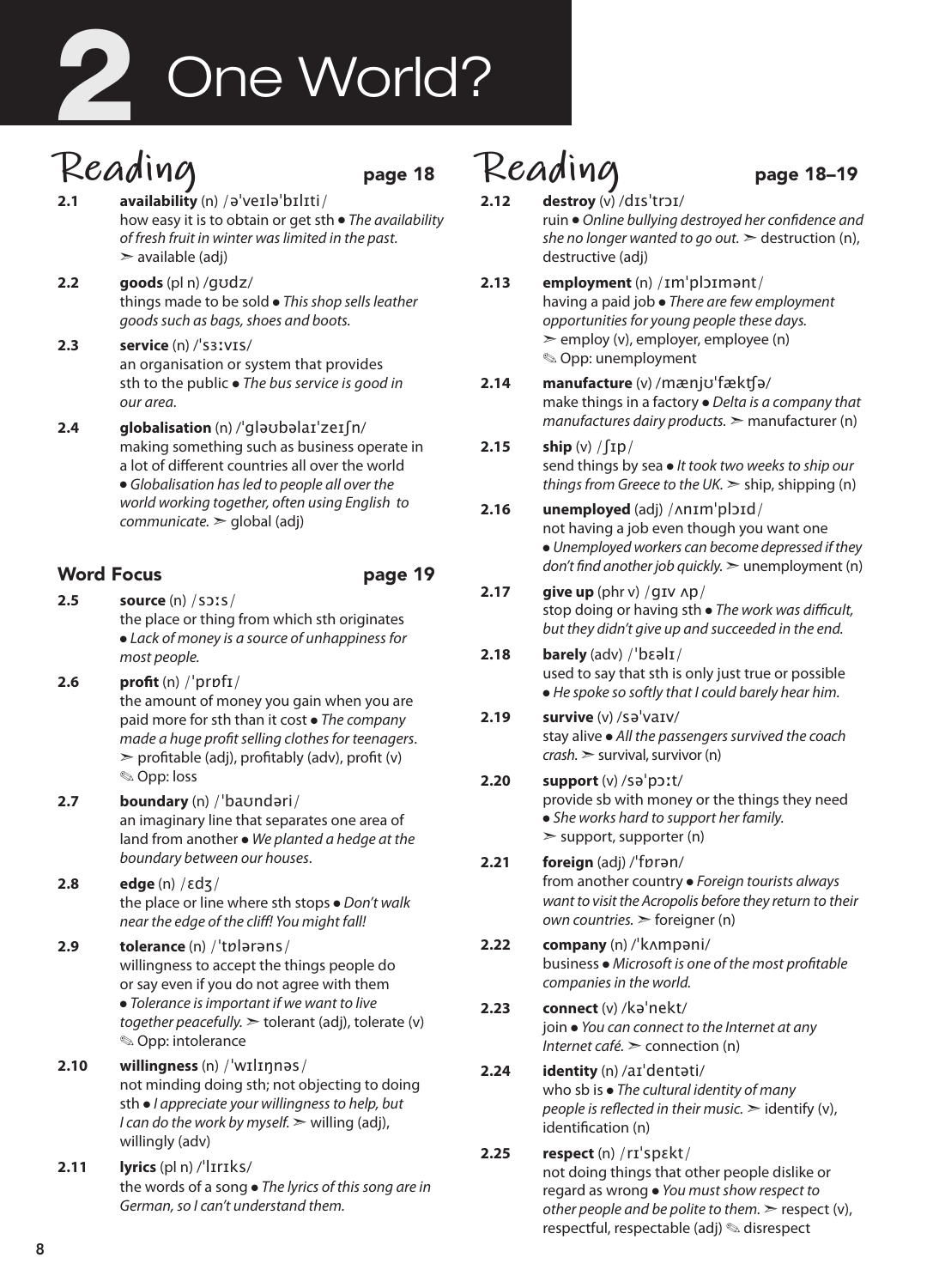# 2 One World?

## Reading page 18

**2.1** **availability** (n) /əˈveɪləˈbɪlɪti/
how easy it is to obtain or get sth • *The availability of fresh fruit in winter was limited in the past.* ➣ available (adj)

**2.2** **goods** (pl n) /ɡʊdz/
things made to be sold • *This shop sells leather goods such as bags, shoes and boots.*

**2.3** **service** (n) /ˈsɜːvɪs/
an organisation or system that provides sth to the public • *The bus service is good in our area.*

**2.4** **globalisation** (n) /ˈɡləʊbəlaɪˈzeɪʃn/
making something such as business operate in a lot of different countries all over the world • *Globalisation has led to people all over the world working together, often using English to communicate.* ➣ global (adj)

### Word Focus page 19

**2.5** **source** (n) /sɔːs/
the place or thing from which sth originates • *Lack of money is a source of unhappiness for most people.*

**2.6** **profit** (n) /ˈprɒfɪ/
the amount of money you gain when you are paid more for sth than it cost • *The company made a huge profit selling clothes for teenagers.* ➣ profitable (adj), profitably (adv), profit (v) ✎ Opp: loss

**2.7** **boundary** (n) /ˈbaʊndəri/
an imaginary line that separates one area of land from another • *We planted a hedge at the boundary between our houses.*

**2.8** **edge** (n) /ɛdʒ/
the place or line where sth stops • *Don't walk near the edge of the cliff! You might fall!*

**2.9** **tolerance** (n) /ˈtɒlərəns/
willingness to accept the things people do or say even if you do not agree with them • *Tolerance is important if we want to live together peacefully.* ➣ tolerant (adj), tolerate (v) ✎ Opp: intolerance

**2.10** **willingness** (n) /ˈwɪlɪŋnəs/
not minding doing sth; not objecting to doing sth • *I appreciate your willingness to help, but I can do the work by myself.* ➣ willing (adj), willingly (adv)

**2.11** **lyrics** (pl n) /ˈlɪrɪks/
the words of a song • *The lyrics of this song are in German, so I can't understand them.*

## Reading page 18–19

**2.12** **destroy** (v) /dɪsˈtrɔɪ/
ruin • *Online bullying destroyed her confidence and she no longer wanted to go out.* ➣ destruction (n), destructive (adj)

**2.13** **employment** (n) /ɪmˈplɔɪmənt/
having a paid job • *There are few employment opportunities for young people these days.* ➣ employ (v), employer, employee (n) ✎ Opp: unemployment

**2.14** **manufacture** (v) /mænjʊˈfæktʃə/
make things in a factory • *Delta is a company that manufactures dairy products.* ➣ manufacturer (n)

**2.15** **ship** (v) /ʃɪp/
send things by sea • *It took two weeks to ship our things from Greece to the UK.* ➣ ship, shipping (n)

**2.16** **unemployed** (adj) /ʌnɪmˈplɔɪd/
not having a job even though you want one • *Unemployed workers can become depressed if they don't find another job quickly.* ➣ unemployment (n)

**2.17** **give up** (phr v) /ɡɪv ʌp/
stop doing or having sth • *The work was difficult, but they didn't give up and succeeded in the end.*

**2.18** **barely** (adv) /ˈbɛəlɪ/
used to say that sth is only just true or possible • *He spoke so softly that I could barely hear him.*

**2.19** **survive** (v) /səˈvaɪv/
stay alive • *All the passengers survived the coach crash.* ➣ survival, survivor (n)

**2.20** **support** (v) /səˈpɔːt/
provide sb with money or the things they need • *She works hard to support her family.* ➣ support, supporter (n)

**2.21** **foreign** (adj) /ˈfɒrən/
from another country • *Foreign tourists always want to visit the Acropolis before they return to their own countries.* ➣ foreigner (n)

**2.22** **company** (n) /ˈkʌmpəni/
business • *Microsoft is one of the most profitable companies in the world.*

**2.23** **connect** (v) /kəˈnekt/
join • *You can connect to the Internet at any Internet café.* ➣ connection (n)

**2.24** **identity** (n) /aɪˈdentəti/
who sb is • *The cultural identity of many people is reflected in their music.* ➣ identify (v), identification (n)

**2.25** **respect** (n) /rɪˈspɛkt/
not doing things that other people dislike or regard as wrong • *You must show respect to other people and be polite to them.* ➣ respect (v), respectful, respectable (adj) ✎ disrespect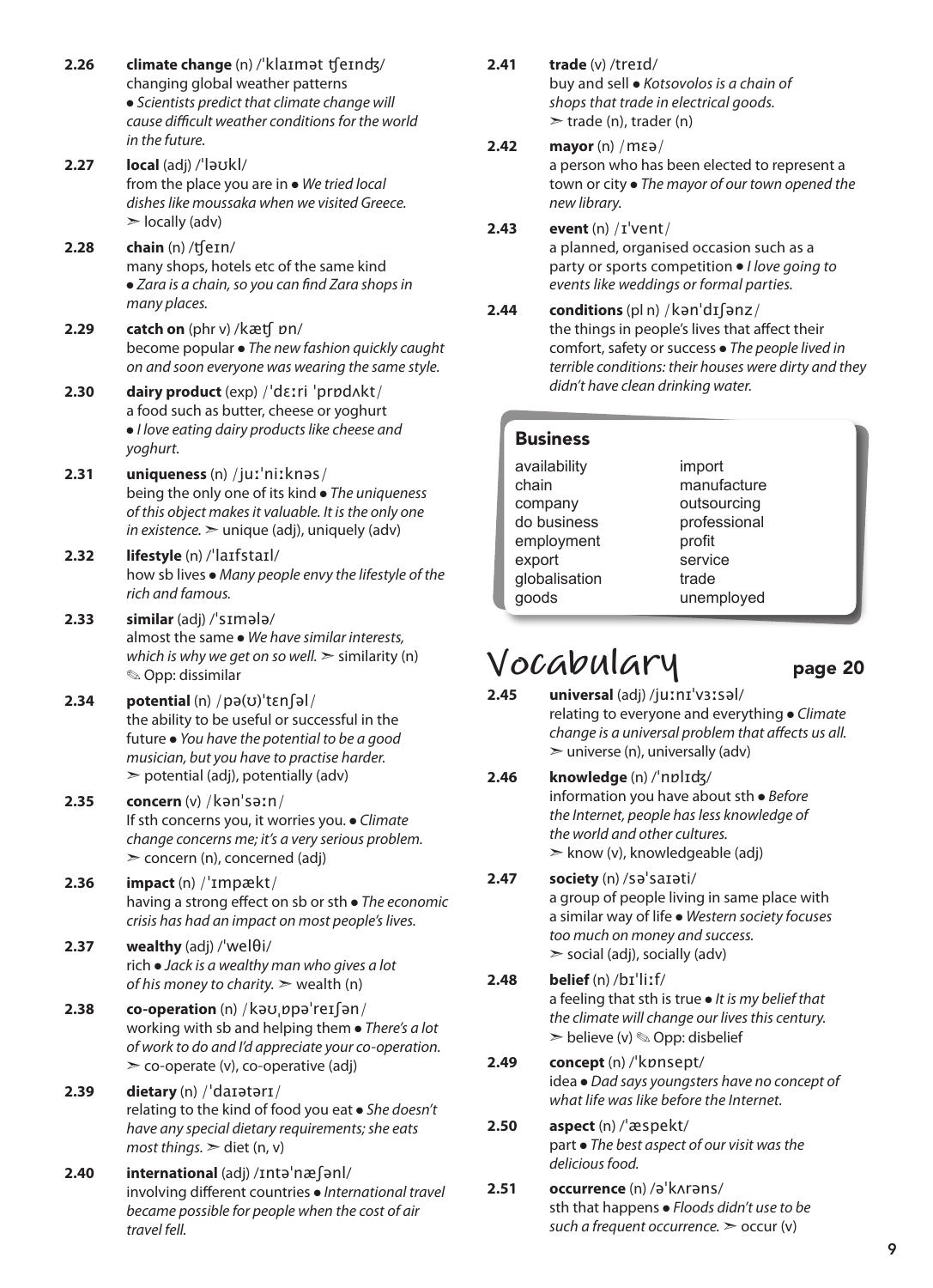**2.26** **climate change** (n) /ˈklaɪmət tʃeɪndʒ/
changing global weather patterns
● *Scientists predict that climate change will cause difficult weather conditions for the world in the future.*

**2.27** **local** (adj) /ˈləʊkl/
from the place you are in ● *We tried local dishes like moussaka when we visited Greece.*
➣ locally (adv)

**2.28** **chain** (n) /tʃeɪn/
many shops, hotels etc of the same kind
● *Zara is a chain, so you can find Zara shops in many places.*

**2.29** **catch on** (phr v) /kætʃ ɒn/
become popular ● *The new fashion quickly caught on and soon everyone was wearing the same style.*

**2.30** **dairy product** (exp) /ˈdɛːri ˈprɒdʌkt/
a food such as butter, cheese or yoghurt
● *I love eating dairy products like cheese and yoghurt.*

**2.31** **uniqueness** (n) /juːˈniːknəs/
being the only one of its kind ● *The uniqueness of this object makes it valuable. It is the only one in existence.* ➣ unique (adj), uniquely (adv)

**2.32** **lifestyle** (n) /ˈlaɪfstaɪl/
how sb lives ● *Many people envy the lifestyle of the rich and famous.*

**2.33** **similar** (adj) /ˈsɪmələ/
almost the same ● *We have similar interests, which is why we get on so well.* ➣ similarity (n)
✎ Opp: dissimilar

**2.34** **potential** (n) /pə(ʊ)ˈtɛnʃəl/
the ability to be useful or successful in the future ● *You have the potential to be a good musician, but you have to practise harder.*
➣ potential (adj), potentially (adv)

**2.35** **concern** (v) /kənˈsəːn/
If sth concerns you, it worries you. ● *Climate change concerns me; it's a very serious problem.*
➣ concern (n), concerned (adj)

**2.36** **impact** (n) /ˈɪmpækt/
having a strong effect on sb or sth ● *The economic crisis has had an impact on most people's lives.*

**2.37** **wealthy** (adj) /ˈwelθi/
rich ● *Jack is a wealthy man who gives a lot of his money to charity.* ➣ wealth (n)

**2.38** **co-operation** (n) /kəʊˌɒpəˈreɪʃən/
working with sb and helping them ● *There's a lot of work to do and I'd appreciate your co-operation.*
➣ co-operate (v), co-operative (adj)

**2.39** **dietary** (n) /ˈdaɪətərɪ/
relating to the kind of food you eat ● *She doesn't have any special dietary requirements; she eats most things.* ➣ diet (n, v)

**2.40** **international** (adj) /ɪntəˈnæʃənl/
involving different countries ● *International travel became possible for people when the cost of air travel fell.*

**2.41** **trade** (v) /treɪd/
buy and sell ● *Kotsovolos is a chain of shops that trade in electrical goods.*
➣ trade (n), trader (n)

**2.42** **mayor** (n) /mɛə/
a person who has been elected to represent a town or city ● *The mayor of our town opened the new library.*

**2.43** **event** (n) /ɪˈvent/
a planned, organised occasion such as a party or sports competition ● *I love going to events like weddings or formal parties.*

**2.44** **conditions** (pl n) /kənˈdɪʃənz/
the things in people's lives that affect their comfort, safety or success ● *The people lived in terrible conditions: their houses were dirty and they didn't have clean drinking water.*

### Business

| | |
|---|---|
| availability | import |
| chain | manufacture |
| company | outsourcing |
| do business | professional |
| employment | profit |
| export | service |
| globalisation | trade |
| goods | unemployed |

## Vocabulary page 20

**2.45** **universal** (adj) /juːnɪˈvɜːsəl/
relating to everyone and everything ● *Climate change is a universal problem that affects us all.*
➣ universe (n), universally (adv)

**2.46** **knowledge** (n) /ˈnɒlɪdʒ/
information you have about sth ● *Before the Internet, people has less knowledge of the world and other cultures.*
➣ know (v), knowledgeable (adj)

**2.47** **society** (n) /səˈsaɪəti/
a group of people living in same place with a similar way of life ● *Western society focuses too much on money and success.*
➣ social (adj), socially (adv)

**2.48** **belief** (n) /bɪˈliːf/
a feeling that sth is true ● *It is my belief that the climate will change our lives this century.*
➣ believe (v) ✎ Opp: disbelief

**2.49** **concept** (n) /ˈkɒnsept/
idea ● *Dad says youngsters have no concept of what life was like before the Internet.*

**2.50** **aspect** (n) /ˈæspekt/
part ● *The best aspect of our visit was the delicious food.*

**2.51** **occurrence** (n) /əˈkʌrəns/
sth that happens ● *Floods didn't use to be such a frequent occurrence.* ➣ occur (v)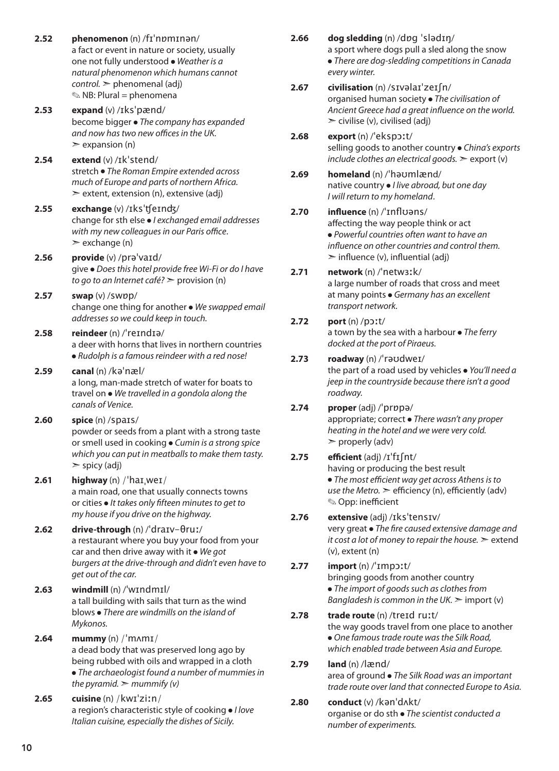**2.52** **phenomenon** (n) /fɪˈnɒmɪnən/
a fact or event in nature or society, usually one not fully understood ● *Weather is a natural phenomenon which humans cannot control.* ➢ phenomenal (adj)
✎ NB: Plural = phenomena

**2.53** **expand** (v) /ɪksˈpænd/
become bigger ● *The company has expanded and now has two new offices in the UK.*
➢ expansion (n)

**2.54** **extend** (v) /ɪkˈstend/
stretch ● *The Roman Empire extended across much of Europe and parts of northern Africa.*
➢ extent, extension (n), extensive (adj)

**2.55** **exchange** (v) /ɪksˈʧeɪnʤ/
change for sth else ● *I exchanged email addresses with my new colleagues in our Paris office.*
➢ exchange (n)

**2.56** **provide** (v) /prəˈvaɪd/
give ● *Does this hotel provide free Wi-Fi or do I have to go to an Internet café?* ➢ provision (n)

**2.57** **swap** (v) /swɒp/
change one thing for another ● *We swapped email addresses so we could keep in touch.*

**2.58** **reindeer** (n) /ˈreɪndɪə/
a deer with horns that lives in northern countries ● *Rudolph is a famous reindeer with a red nose!*

**2.59** **canal** (n) /kəˈnæl/
a long, man-made stretch of water for boats to travel on ● *We travelled in a gondola along the canals of Venice.*

**2.60** **spice** (n) /spaɪs/
powder or seeds from a plant with a strong taste or smell used in cooking ● *Cumin is a strong spice which you can put in meatballs to make them tasty.*
➢ spicy (adj)

**2.61** **highway** (n) /ˈhaɪˌweɪ/
a main road, one that usually connects towns or cities ● *It takes only fifteen minutes to get to my house if you drive on the highway.*

**2.62** **drive-through** (n) /ˈdraɪv−θruː/
a restaurant where you buy your food from your car and then drive away with it ● *We got burgers at the drive-through and didn't even have to get out of the car.*

**2.63** **windmill** (n) /ˈwɪndmɪl/
a tall building with sails that turn as the wind blows ● *There are windmills on the island of Mykonos.*

**2.64** **mummy** (n) /ˈmʌmɪ/
a dead body that was preserved long ago by being rubbed with oils and wrapped in a cloth ● *The archaeologist found a number of mummies in the pyramid.* ➢ *mummify (v)*

**2.65** **cuisine** (n) /kwɪˈziːn/
a region's characteristic style of cooking ● *I love Italian cuisine, especially the dishes of Sicily.*

**2.66** **dog sledding** (n) /dɒg ˈslədɪŋ/
a sport where dogs pull a sled along the snow ● *There are dog-sledding competitions in Canada every winter.*

**2.67** **civilisation** (n) /sɪvəlaɪˈzeɪʃn/
organised human society ● *The civilisation of Ancient Greece had a great influence on the world.*
➢ civilise (v), civilised (adj)

**2.68** **export** (n) /ˈekspɔːt/
selling goods to another country ● *China's exports include clothes an electrical goods.* ➢ export (v)

**2.69** **homeland** (n) /ˈhəʊmlænd/
native country ● *I live abroad, but one day I will return to my homeland.*

**2.70** **influence** (n) /ˈɪnflʊəns/
affecting the way people think or act ● *Powerful countries often want to have an influence on other countries and control them.*
➢ influence (v), influential (adj)

**2.71** **network** (n) /ˈnetwɜːk/
a large number of roads that cross and meet at many points ● *Germany has an excellent transport network.*

**2.72** **port** (n) /pɔːt/
a town by the sea with a harbour ● *The ferry docked at the port of Piraeus.*

**2.73** **roadway** (n) /ˈrəʊdweɪ/
the part of a road used by vehicles ● *You'll need a jeep in the countryside because there isn't a good roadway.*

**2.74** **proper** (adj) /ˈprɒpə/
appropriate; correct ● *There wasn't any proper heating in the hotel and we were very cold.*
➢ properly (adv)

**2.75** **efficient** (adj) /ɪˈfɪʃnt/
having or producing the best result ● *The most efficient way get across Athens is to use the Metro.* ➢ efficiency (n), efficiently (adv)
✎ Opp: inefficient

**2.76** **extensive** (adj) /ɪksˈtensɪv/
very great ● *The fire caused extensive damage and it cost a lot of money to repair the house.* ➢ extend (v), extent (n)

**2.77** **import** (n) /ˈɪmpɔːt/
bringing goods from another country ● *The import of goods such as clothes from Bangladesh is common in the UK.* ➢ import (v)

**2.78** **trade route** (n) /treɪd ruːt/
the way goods travel from one place to another ● *One famous trade route was the Silk Road, which enabled trade between Asia and Europe.*

**2.79** **land** (n) /lænd/
area of ground ● *The Silk Road was an important trade route over land that connected Europe to Asia.*

**2.80** **conduct** (v) /kənˈdʌkt/
organise or do sth ● *The scientist conducted a number of experiments.*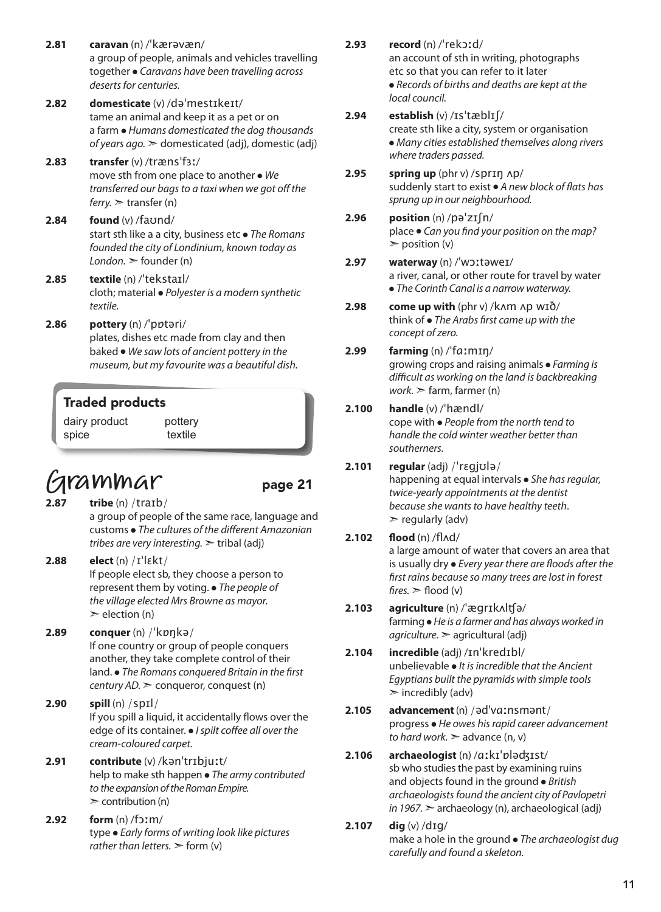**2.81** **caravan** (n) /ˈkærəvæn/
a group of people, animals and vehicles travelling together ● *Caravans have been travelling across deserts for centuries.*

**2.82** **domesticate** (v) /dəˈmestɪkeɪt/
tame an animal and keep it as a pet or on a farm ● *Humans domesticated the dog thousands of years ago.* ➢ domesticated (adj), domestic (adj)

**2.83** **transfer** (v) /trænsˈfɜː/
move sth from one place to another ● *We transferred our bags to a taxi when we got off the ferry.* ➢ transfer (n)

**2.84** **found** (v) /faʊnd/
start sth like a a city, business etc ● *The Romans founded the city of Londinium, known today as London.* ➢ founder (n)

**2.85** **textile** (n) /ˈtekstaɪl/
cloth; material ● *Polyester is a modern synthetic textile.*

**2.86** **pottery** (n) /ˈpɒtəri/
plates, dishes etc made from clay and then baked ● *We saw lots of ancient pottery in the museum, but my favourite was a beautiful dish.*

### Traded products

| | |
|---|---|
| dairy product | pottery |
| spice | textile |

# Grammar page 21

**2.87** **tribe** (n) /traɪb/
a group of people of the same race, language and customs ● *The cultures of the different Amazonian tribes are very interesting.* ➢ tribal (adj)

**2.88** **elect** (n) /ɪˈlɛkt/
If people elect sb, they choose a person to represent them by voting. ● *The people of the village elected Mrs Browne as mayor.* ➢ election (n)

**2.89** **conquer** (n) /ˈkɒŋkə/
If one country or group of people conquers another, they take complete control of their land. ● *The Romans conquered Britain in the first century AD.* ➢ conqueror, conquest (n)

**2.90** **spill** (n) /spɪl/
If you spill a liquid, it accidentally flows over the edge of its container. ● *I spilt coffee all over the cream-coloured carpet.*

**2.91** **contribute** (v) /kənˈtrɪbjuːt/
help to make sth happen ● *The army contributed to the expansion of the Roman Empire.* ➢ contribution (n)

**2.92** **form** (n) /fɔːm/
type ● *Early forms of writing look like pictures rather than letters.* ➢ form (v)

**2.93** **record** (n) /ˈrekɔːd/
an account of sth in writing, photographs etc so that you can refer to it later ● *Records of births and deaths are kept at the local council.*

**2.94** **establish** (v) /ɪsˈtæblɪʃ/
create sth like a city, system or organisation ● *Many cities established themselves along rivers where traders passed.*

**2.95** **spring up** (phr v) /sprɪŋ ʌp/
suddenly start to exist ● *A new block of flats has sprung up in our neighbourhood.*

**2.96** **position** (n) /pəˈzɪʃn/
place ● *Can you find your position on the map?* ➢ position (v)

**2.97** **waterway** (n) /ˈwɔːtəweɪ/
a river, canal, or other route for travel by water ● *The Corinth Canal is a narrow waterway.*

**2.98** **come up with** (phr v) /kʌm ʌp wɪð/
think of ● *The Arabs first came up with the concept of zero.*

**2.99** **farming** (n) /ˈfɑːmɪŋ/
growing crops and raising animals ● *Farming is difficult as working on the land is backbreaking work.* ➢ farm, farmer (n)

**2.100** **handle** (v) /ˈhændl/
cope with ● *People from the north tend to handle the cold winter weather better than southerners.*

**2.101** **regular** (adj) /ˈrɛgjʊlə/
happening at equal intervals ● *She has regular, twice-yearly appointments at the dentist because she wants to have healthy teeth.* ➢ regularly (adv)

**2.102** **flood** (n) /flʌd/
a large amount of water that covers an area that is usually dry ● *Every year there are floods after the first rains because so many trees are lost in forest fires.* ➢ flood (v)

**2.103** **agriculture** (n) /ˈægrɪkʌltʃə/
farming ● *He is a farmer and has always worked in agriculture.* ➢ agricultural (adj)

**2.104** **incredible** (adj) /ɪnˈkredɪbl/
unbelievable ● *It is incredible that the Ancient Egyptians built the pyramids with simple tools* ➢ incredibly (adv)

**2.105** **advancement** (n) /ədˈvɑːnsmənt/
progress ● *He owes his rapid career advancement to hard work.* ➢ advance (n, v)

**2.106** **archaeologist** (n) /ɑːkɪˈɒlədʒɪst/
sb who studies the past by examining ruins and objects found in the ground ● *British archaeologists found the ancient city of Pavlopetri in 1967.* ➢ archaeology (n), archaeological (adj)

**2.107** **dig** (v) /dɪg/
make a hole in the ground ● *The archaeologist dug carefully and found a skeleton.*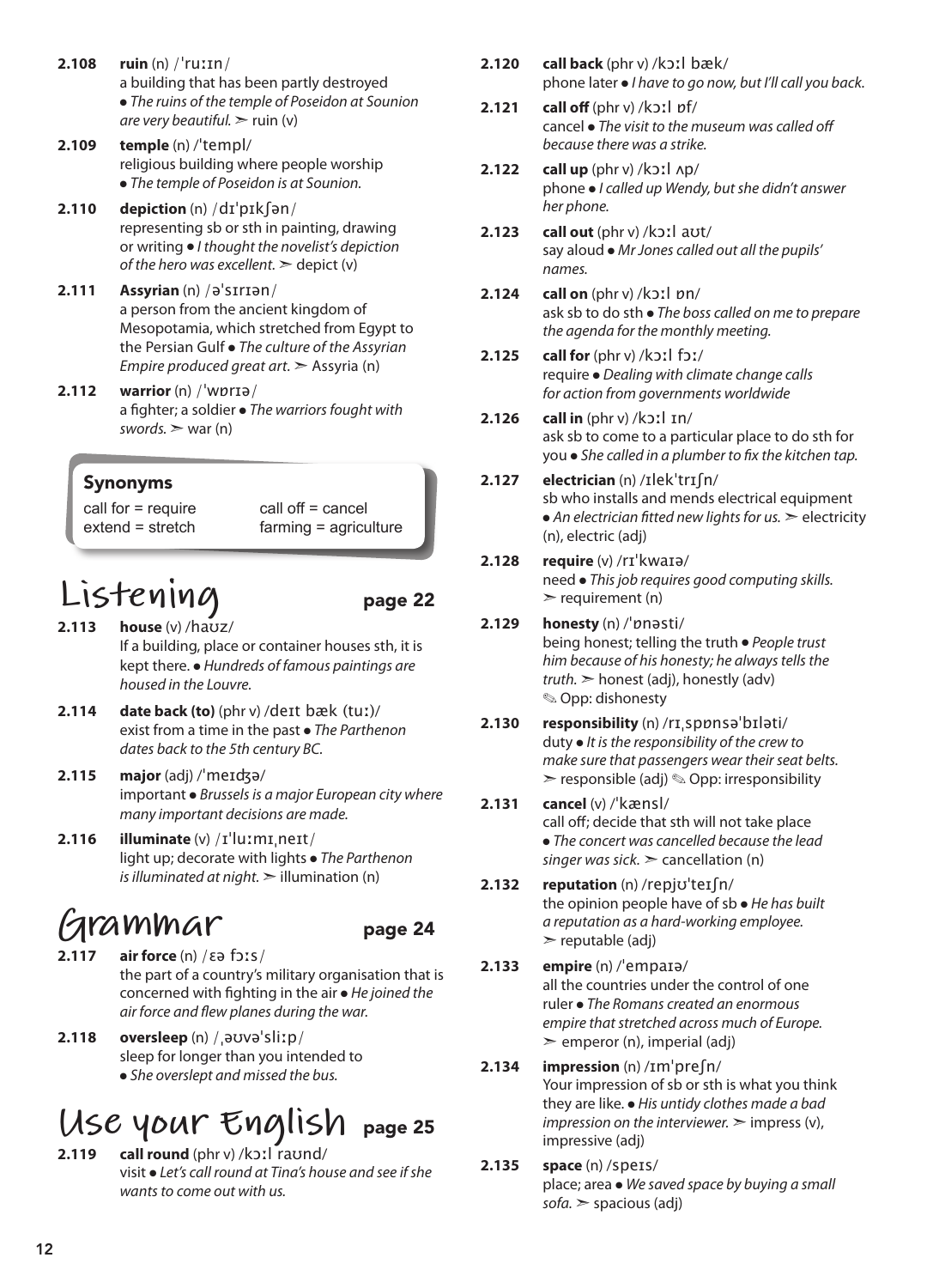**2.108** **ruin** (n) /ˈruːɪn/
a building that has been partly destroyed
● *The ruins of the temple of Poseidon at Sounion are very beautiful.* ➣ ruin (v)

**2.109** **temple** (n) /ˈtempl/
religious building where people worship
● *The temple of Poseidon is at Sounion.*

**2.110** **depiction** (n) /dɪˈpɪkʃən/
representing sb or sth in painting, drawing or writing ● *I thought the novelist's depiction of the hero was excellent.* ➣ depict (v)

**2.111** **Assyrian** (n) /əˈsɪrɪən/
a person from the ancient kingdom of Mesopotamia, which stretched from Egypt to the Persian Gulf ● *The culture of the Assyrian Empire produced great art.* ➣ Assyria (n)

**2.112** **warrior** (n) /ˈwɒrɪə/
a fighter; a soldier ● *The warriors fought with swords.* ➣ war (n)

### Synonyms

| | |
|---|---|
| call for = require | call off = cancel |
| extend = stretch | farming = agriculture |

# Listening page 22

**2.113** **house** (v) /haʊz/
If a building, place or container houses sth, it is kept there. ● *Hundreds of famous paintings are housed in the Louvre.*

**2.114** **date back (to)** (phr v) /deɪt bæk (tuː)/
exist from a time in the past ● *The Parthenon dates back to the 5th century BC.*

**2.115** **major** (adj) /ˈmeɪdʒə/
important ● *Brussels is a major European city where many important decisions are made.*

**2.116** **illuminate** (v) /ɪˈluːmɪˌneɪt/
light up; decorate with lights ● *The Parthenon is illuminated at night.* ➣ illumination (n)

# Grammar page 24

**2.117** **air force** (n) /ɛə fɔːs/
the part of a country's military organisation that is concerned with fighting in the air ● *He joined the air force and flew planes during the war.*

**2.118** **oversleep** (n) /ˌəʊvəˈsliːp/
sleep for longer than you intended to
● *She overslept and missed the bus.*

# Use your English page 25

**2.119** **call round** (phr v) /kɔːl raʊnd/
visit ● *Let's call round at Tina's house and see if she wants to come out with us.*

**2.120** **call back** (phr v) /kɔːl bæk/
phone later ● *I have to go now, but I'll call you back.*

**2.121** **call off** (phr v) /kɔːl ɒf/
cancel ● *The visit to the museum was called off because there was a strike.*

**2.122** **call up** (phr v) /kɔːl ʌp/
phone ● *I called up Wendy, but she didn't answer her phone.*

**2.123** **call out** (phr v) /kɔːl aʊt/
say aloud ● *Mr Jones called out all the pupils' names.*

**2.124** **call on** (phr v) /kɔːl ɒn/
ask sb to do sth ● *The boss called on me to prepare the agenda for the monthly meeting.*

**2.125** **call for** (phr v) /kɔːl fɔː/
require ● *Dealing with climate change calls for action from governments worldwide*

**2.126** **call in** (phr v) /kɔːl ɪn/
ask sb to come to a particular place to do sth for you ● *She called in a plumber to fix the kitchen tap.*

**2.127** **electrician** (n) /ɪlekˈtrɪʃn/
sb who installs and mends electrical equipment ● *An electrician fitted new lights for us.* ➣ electricity (n), electric (adj)

**2.128** **require** (v) /rɪˈkwaɪə/
need ● *This job requires good computing skills.* ➣ requirement (n)

**2.129** **honesty** (n) /ˈɒnəsti/
being honest; telling the truth ● *People trust him because of his honesty; he always tells the truth.* ➣ honest (adj), honestly (adv) ✎ Opp: dishonesty

**2.130** **responsibility** (n) /rɪˌspɒnsəˈbɪləti/
duty ● *It is the responsibility of the crew to make sure that passengers wear their seat belts.* ➣ responsible (adj) ✎ Opp: irresponsibility

**2.131** **cancel** (v) /ˈkænsl/
call off; decide that sth will not take place ● *The concert was cancelled because the lead singer was sick.* ➣ cancellation (n)

**2.132** **reputation** (n) /repjʊˈteɪʃn/
the opinion people have of sb ● *He has built a reputation as a hard-working employee.* ➣ reputable (adj)

**2.133** **empire** (n) /ˈempaɪə/
all the countries under the control of one ruler ● *The Romans created an enormous empire that stretched across much of Europe.* ➣ emperor (n), imperial (adj)

**2.134** **impression** (n) /ɪmˈpreʃn/
Your impression of sb or sth is what you think they are like. ● *His untidy clothes made a bad impression on the interviewer.* ➣ impress (v), impressive (adj)

**2.135** **space** (n) /speɪs/
place; area ● *We saved space by buying a small sofa.* ➣ spacious (adj)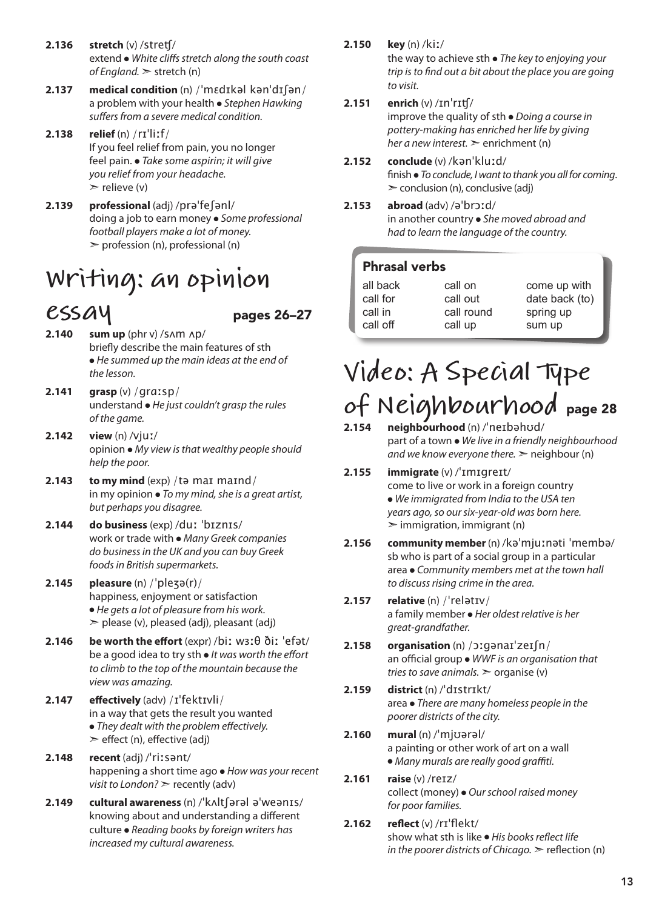**2.136** **stretch** (v) /stretʃ/
extend ● *White cliffs stretch along the south coast of England.* ➣ stretch (n)

**2.137** **medical condition** (n) /ˈmɛdɪkəl kənˈdɪʃən/
a problem with your health ● *Stephen Hawking suffers from a severe medical condition.*

**2.138** **relief** (n) /rɪˈliːf/
If you feel relief from pain, you no longer feel pain. ● *Take some aspirin; it will give you relief from your headache.*
➣ relieve (v)

**2.139** **professional** (adj) /prəˈfeʃənl/
doing a job to earn money ● *Some professional football players make a lot of money.*
➣ profession (n), professional (n)

# Writing: an opinion essay

**pages 26–27**

**2.140** **sum up** (phr v) /sʌm ʌp/
briefly describe the main features of sth
● *He summed up the main ideas at the end of the lesson.*

**2.141** **grasp** (v) /ɡrɑːsp/
understand ● *He just couldn't grasp the rules of the game.*

**2.142** **view** (n) /vjuː/
opinion ● *My view is that wealthy people should help the poor.*

**2.143** **to my mind** (exp) /tə maɪ maɪnd/
in my opinion ● *To my mind, she is a great artist, but perhaps you disagree.*

**2.144** **do business** (exp) /duː ˈbɪznɪs/
work or trade with ● *Many Greek companies do business in the UK and you can buy Greek foods in British supermarkets.*

**2.145** **pleasure** (n) /ˈpleʒə(r)/
happiness, enjoyment or satisfaction
● *He gets a lot of pleasure from his work.*
➣ please (v), pleased (adj), pleasant (adj)

**2.146** **be worth the effort** (expr) /biː wɜːθ ðiː ˈefət/
be a good idea to try sth ● *It was worth the effort to climb to the top of the mountain because the view was amazing.*

**2.147** **effectively** (adv) /ɪˈfektɪvli/
in a way that gets the result you wanted
● *They dealt with the problem effectively.*
➣ effect (n), effective (adj)

**2.148** **recent** (adj) /ˈriːsənt/
happening a short time ago ● *How was your recent visit to London?* ➣ recently (adv)

**2.149** **cultural awareness** (n) /ˈkʌltʃərəl əˈweənɪs/
knowing about and understanding a different culture ● *Reading books by foreign writers has increased my cultural awareness.*

**2.150** **key** (n) /kiː/
the way to achieve sth ● *The key to enjoying your trip is to find out a bit about the place you are going to visit.*

**2.151** **enrich** (v) /ɪnˈrɪtʃ/
improve the quality of sth ● *Doing a course in pottery-making has enriched her life by giving her a new interest.* ➣ enrichment (n)

**2.152** **conclude** (v) /kənˈkluːd/
finish ● *To conclude, I want to thank you all for coming.*
➣ conclusion (n), conclusive (adj)

**2.153** **abroad** (adv) /əˈbrɔːd/
in another country ● *She moved abroad and had to learn the language of the country.*

## Phrasal verbs

| | | |
|---|---|---|
| all back | call on | come up with |
| call for | call out | date back (to) |
| call in | call round | spring up |
| call off | call up | sum up |

# Video: A Special Type of Neighbourhood

**page 28**

**2.154** **neighbourhood** (n) /ˈneɪbəhʊd/
part of a town ● *We live in a friendly neighbourhood and we know everyone there.* ➣ neighbour (n)

**2.155** **immigrate** (v) /ˈɪmɪɡreɪt/
come to live or work in a foreign country
● *We immigrated from India to the USA ten years ago, so our six-year-old was born here.*
➣ immigration, immigrant (n)

**2.156** **community member** (n) /kəˈmjuːnəti ˈmembə/
sb who is part of a social group in a particular area ● *Community members met at the town hall to discuss rising crime in the area.*

**2.157** **relative** (n) /ˈrelətɪv/
a family member ● *Her oldest relative is her great-grandfather.*

**2.158** **organisation** (n) /ɔːɡənaɪˈzeɪʃn/
an official group ● *WWF is an organisation that tries to save animals.* ➣ organise (v)

**2.159** **district** (n) /ˈdɪstrɪkt/
area ● *There are many homeless people in the poorer districts of the city.*

**2.160** **mural** (n) /ˈmjʊərəl/
a painting or other work of art on a wall
● *Many murals are really good graffiti.*

**2.161** **raise** (v) /reɪz/
collect (money) ● *Our school raised money for poor families.*

**2.162** **reflect** (v) /rɪˈflekt/
show what sth is like ● *His books reflect life in the poorer districts of Chicago.* ➣ reflection (n)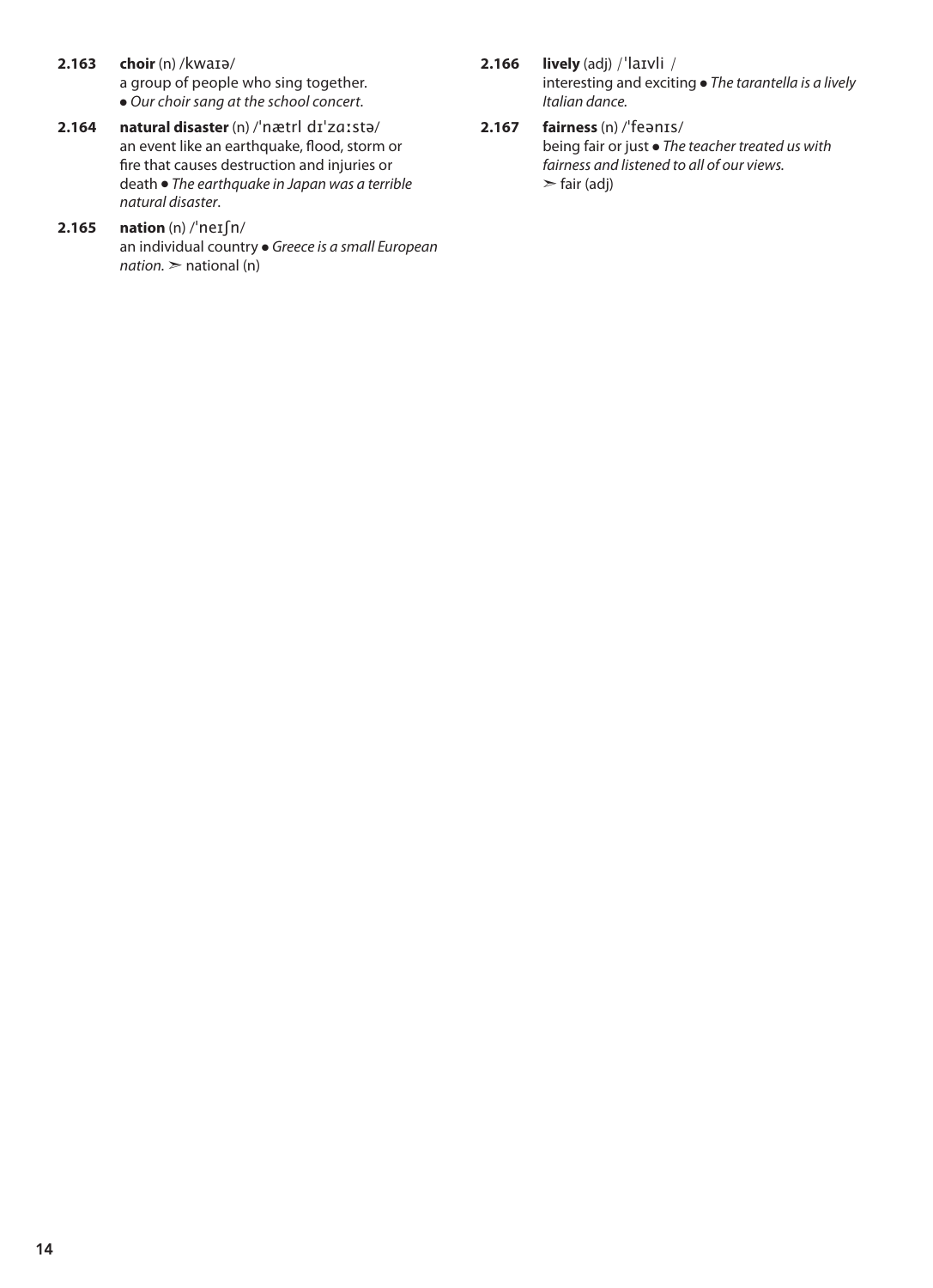**2.163** **choir** (n) /kwaɪə/
a group of people who sing together.
● *Our choir sang at the school concert.*

**2.164** **natural disaster** (n) /ˈnætrl dɪˈzɑːstə/
an event like an earthquake, flood, storm or fire that causes destruction and injuries or death ● *The earthquake in Japan was a terrible natural disaster.*

**2.165** **nation** (n) /ˈneɪʃn/
an individual country ● *Greece is a small European nation.* ➣ national (n)

**2.166** **lively** (adj) /ˈlaɪvli /
interesting and exciting ● *The tarantella is a lively Italian dance.*

**2.167** **fairness** (n) /ˈfeənɪs/
being fair or just ● *The teacher treated us with fairness and listened to all of our views.*
➣ fair (adj)